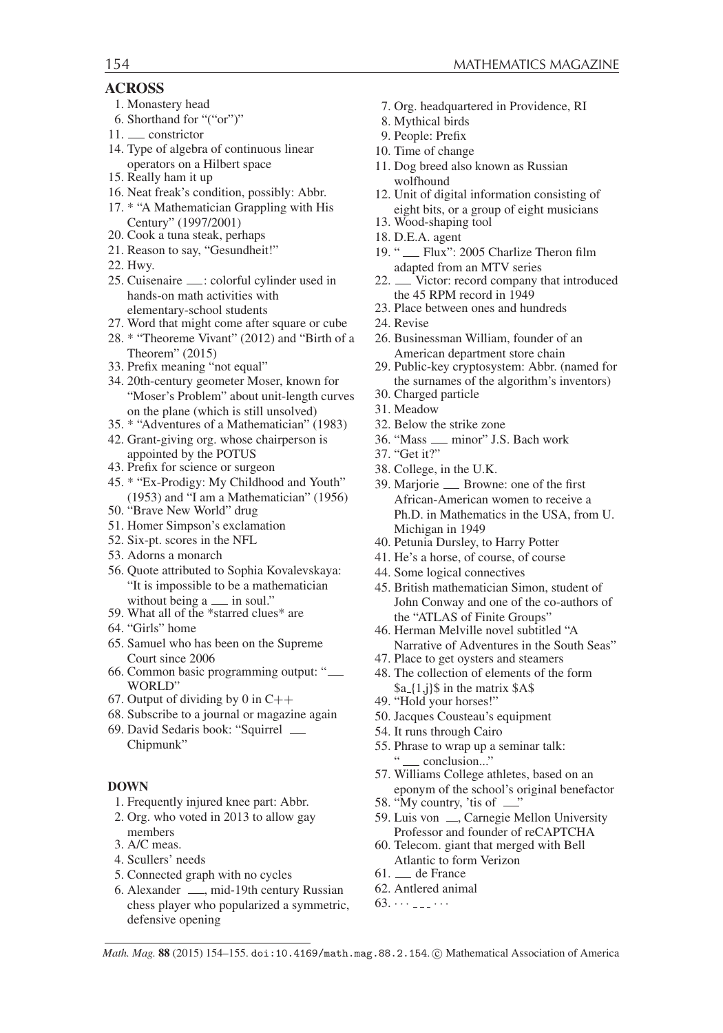## ACROSS

1. Monastery head
6. Shorthand for "("or")"
11. ___ constrictor
14. Type of algebra of continuous linear operators on a Hilbert space
15. Really ham it up
16. Neat freak's condition, possibly: Abbr.
17. * "A Mathematician Grappling with His Century" (1997/2001)
20. Cook a tuna steak, perhaps
21. Reason to say, "Gesundheit!"
22. Hwy.
25. Cuisenaire ___: colorful cylinder used in hands-on math activities with elementary-school students
27. Word that might come after square or cube
28. * "Theoreme Vivant" (2012) and "Birth of a Theorem" (2015)
33. Prefix meaning "not equal"
34. 20th-century geometer Moser, known for "Moser's Problem" about unit-length curves on the plane (which is still unsolved)
35. * "Adventures of a Mathematician" (1983)
42. Grant-giving org. whose chairperson is appointed by the POTUS
43. Prefix for science or surgeon
45. * "Ex-Prodigy: My Childhood and Youth" (1953) and "I am a Mathematician" (1956)
50. "Brave New World" drug
51. Homer Simpson's exclamation
52. Six-pt. scores in the NFL
53. Adorns a monarch
56. Quote attributed to Sophia Kovalevskaya: "It is impossible to be a mathematician without being a ___ in soul."
59. What all of the *starred clues* are
64. "Girls" home
65. Samuel who has been on the Supreme Court since 2006
66. Common basic programming output: "___ WORLD"
67. Output of dividing by 0 in C++
68. Subscribe to a journal or magazine again
69. David Sedaris book: "Squirrel ___ Chipmunk"

## DOWN

1. Frequently injured knee part: Abbr.
2. Org. who voted in 2013 to allow gay members
3. A/C meas.
4. Scullers' needs
5. Connected graph with no cycles
6. Alexander ___, mid-19th century Russian chess player who popularized a symmetric, defensive opening
7. Org. headquartered in Providence, RI
8. Mythical birds
9. People: Prefix
10. Time of change
11. Dog breed also known as Russian wolfhound
12. Unit of digital information consisting of eight bits, or a group of eight musicians
13. Wood-shaping tool
18. D.E.A. agent
19. "___ Flux": 2005 Charlize Theron film adapted from an MTV series
22. ___ Victor: record company that introduced the 45 RPM record in 1949
23. Place between ones and hundreds
24. Revise
26. Businessman William, founder of an American department store chain
29. Public-key cryptosystem: Abbr. (named for the surnames of the algorithm's inventors)
30. Charged particle
31. Meadow
32. Below the strike zone
36. "Mass ___ minor" J.S. Bach work
37. "Get it?"
38. College, in the U.K.
39. Marjorie ___ Browne: one of the first African-American women to receive a Ph.D. in Mathematics in the USA, from U. Michigan in 1949
40. Petunia Dursley, to Harry Potter
41. He's a horse, of course, of course
44. Some logical connectives
45. British mathematician Simon, student of John Conway and one of the co-authors of the "ATLAS of Finite Groups"
46. Herman Melville novel subtitled "A Narrative of Adventures in the South Seas"
47. Place to get oysters and steamers
48. The collection of elements of the form $a_{1,j}$ in the matrix $A$
49. "Hold your horses!"
50. Jacques Cousteau's equipment
54. It runs through Cairo
55. Phrase to wrap up a seminar talk: "___ conclusion..."
57. Williams College athletes, based on an eponym of the school's original benefactor
58. "My country, 'tis of ___"
59. Luis von ___, Carnegie Mellon University Professor and founder of reCAPTCHA
60. Telecom. giant that merged with Bell Atlantic to form Verizon
61. ___ de France
62. Antlered animal
63. $\cdots \_\_\_ \cdots$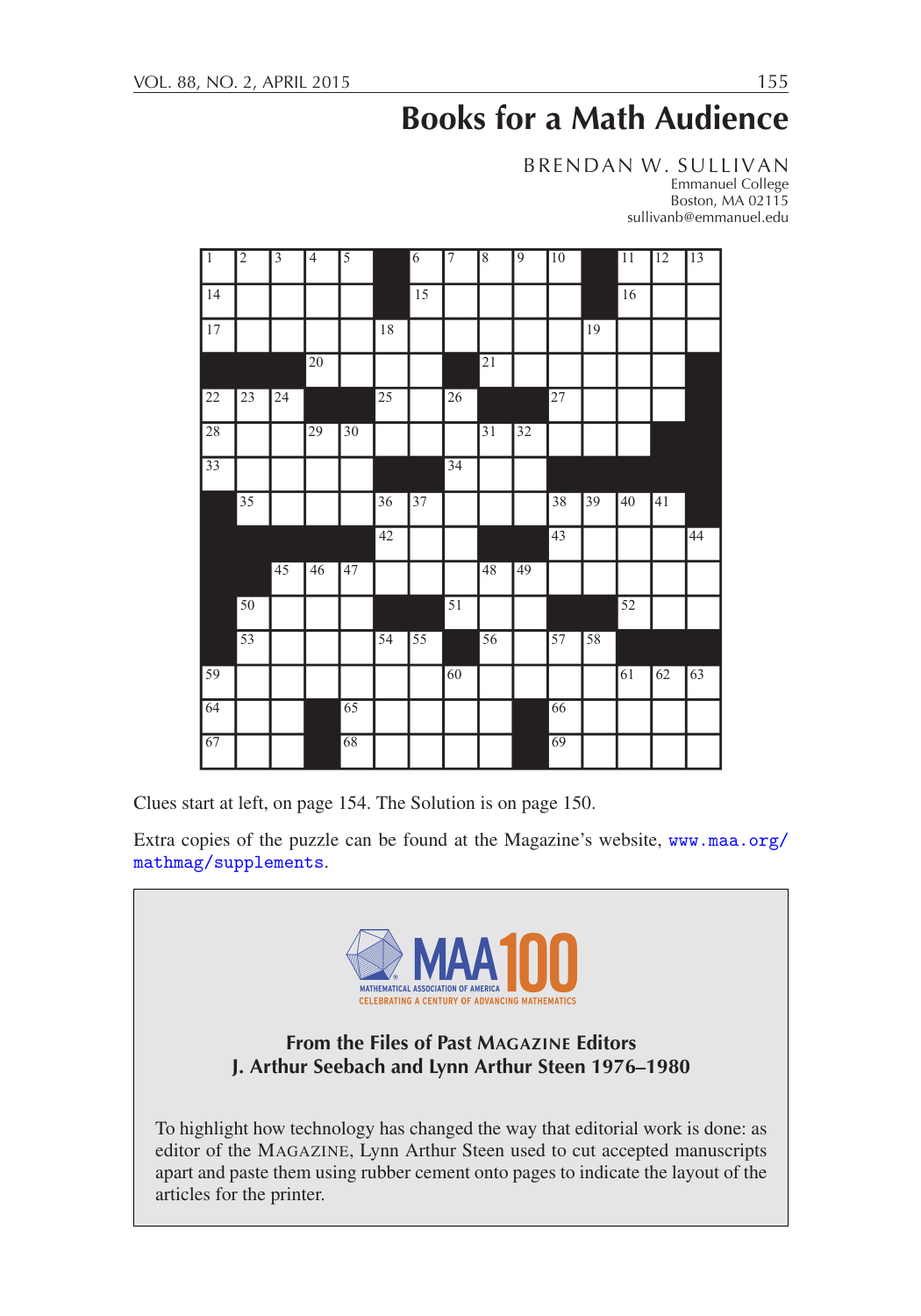# Books for a Math Audience

BRENDAN W. SULLIVAN
Emmanuel College
Boston, MA 02115
sullivanb@emmanuel.edu

Clues start at left, on page 154. The Solution is on page 150.

Extra copies of the puzzle can be found at the Magazine's website, www.maa.org/mathmag/supplements.

MAA 100
MATHEMATICAL ASSOCIATION OF AMERICA
CELEBRATING A CENTURY OF ADVANCING MATHEMATICS

**From the Files of Past MAGAZINE Editors**
**J. Arthur Seebach and Lynn Arthur Steen 1976–1980**

To highlight how technology has changed the way that editorial work is done: as editor of the MAGAZINE, Lynn Arthur Steen used to cut accepted manuscripts apart and paste them using rubber cement onto pages to indicate the layout of the articles for the printer.